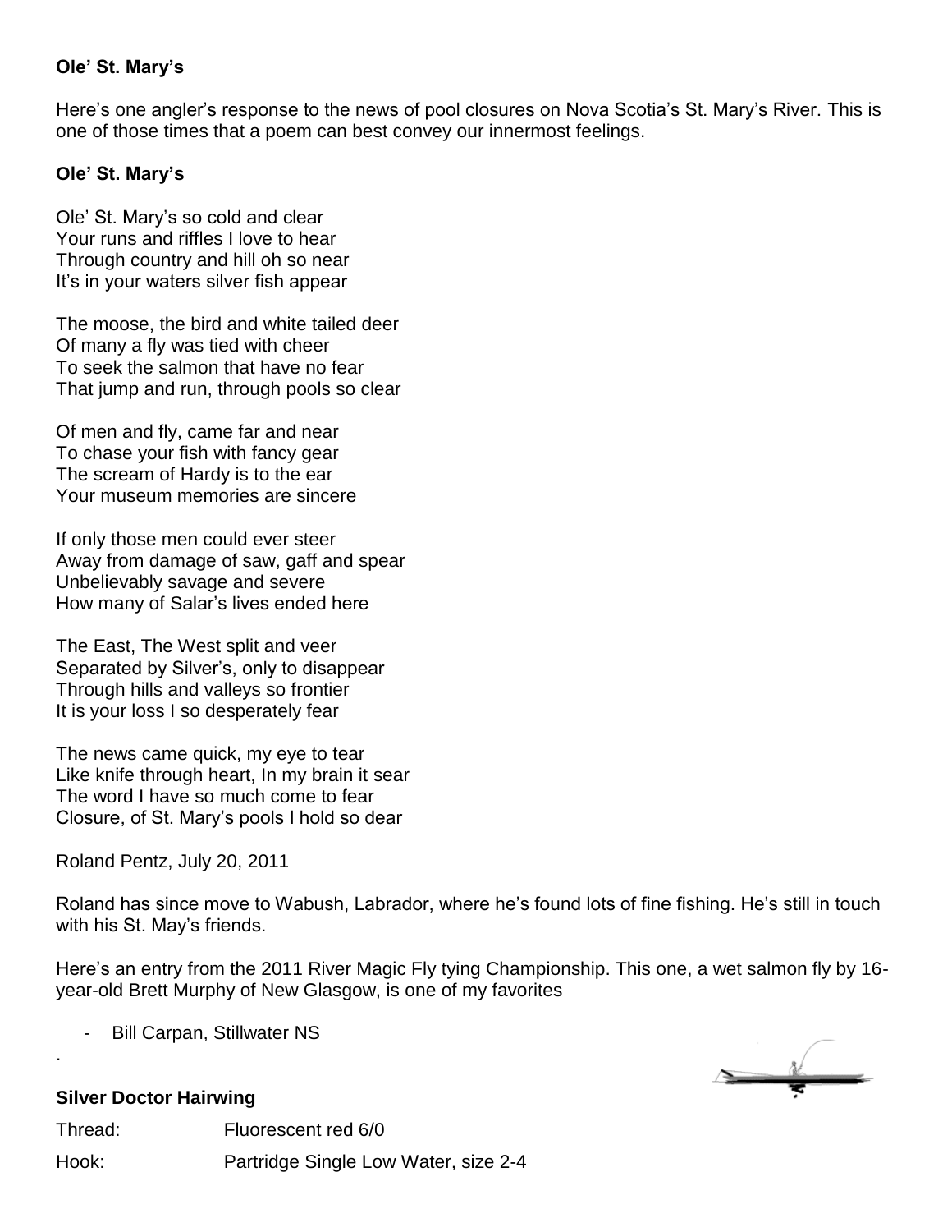**Ole' St. Mary's**

Here's one angler's response to the news of pool closures on Nova Scotia's St. Mary's River. This is one of those times that a poem can best convey our innermost feelings.

**Ole' St. Mary's**

Ole' St. Mary's so cold and clear
Your runs and riffles I love to hear
Through country and hill oh so near
It's in your waters silver fish appear

The moose, the bird and white tailed deer
Of many a fly was tied with cheer
To seek the salmon that have no fear
That jump and run, through pools so clear

Of men and fly, came far and near
To chase your fish with fancy gear
The scream of Hardy is to the ear
Your museum memories are sincere

If only those men could ever steer
Away from damage of saw, gaff and spear
Unbelievably savage and severe
How many of Salar's lives ended here

The East, The West split and veer
Separated by Silver's, only to disappear
Through hills and valleys so frontier
It is your loss I so desperately fear

The news came quick, my eye to tear
Like knife through heart, In my brain it sear
The word I have so much come to fear
Closure, of St. Mary's pools I hold so dear

Roland Pentz, July 20, 2011

Roland has since move to Wabush, Labrador, where he's found lots of fine fishing. He's still in touch with his St. May's friends.

Here's an entry from the 2011 River Magic Fly tying Championship. This one, a wet salmon fly by 16-year-old Brett Murphy of New Glasgow, is one of my favorites

- Bill Carpan, Stillwater NS

.

**Silver Doctor Hairwing**

Thread: Fluorescent red 6/0

Hook: Partridge Single Low Water, size 2-4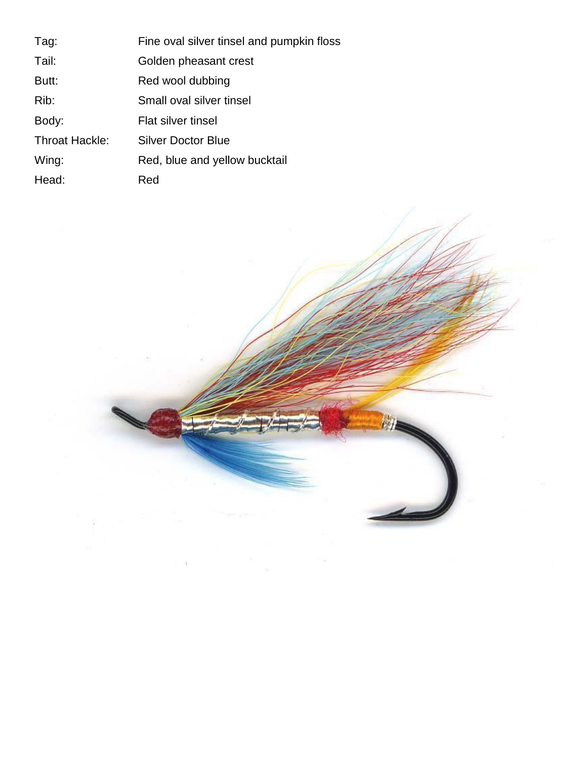| | |
|---|---|
| Tag: | Fine oval silver tinsel and pumpkin floss |
| Tail: | Golden pheasant crest |
| Butt: | Red wool dubbing |
| Rib: | Small oval silver tinsel |
| Body: | Flat silver tinsel |
| Throat Hackle: | Silver Doctor Blue |
| Wing: | Red, blue and yellow bucktail |
| Head: | Red |